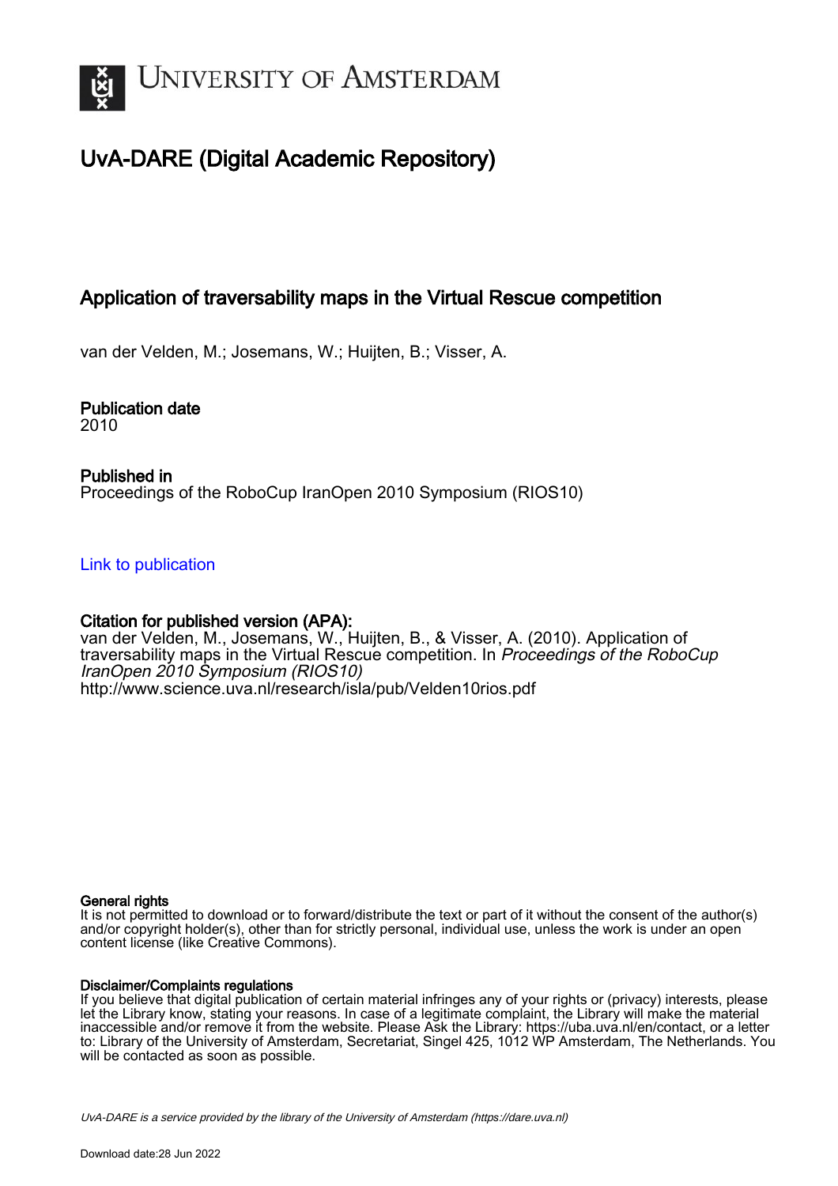UNIVERSITY OF AMSTERDAM

# UvA-DARE (Digital Academic Repository)

## Application of traversability maps in the Virtual Rescue competition

van der Velden, M.; Josemans, W.; Huijten, B.; Visser, A.

### Publication date
2010

### Published in
Proceedings of the RoboCup IranOpen 2010 Symposium (RIOS10)

Link to publication

### Citation for published version (APA):
van der Velden, M., Josemans, W., Huijten, B., & Visser, A. (2010). Application of traversability maps in the Virtual Rescue competition. In *Proceedings of the RoboCup IranOpen 2010 Symposium (RIOS10)*
http://www.science.uva.nl/research/isla/pub/Velden10rios.pdf

#### General rights
It is not permitted to download or to forward/distribute the text or part of it without the consent of the author(s) and/or copyright holder(s), other than for strictly personal, individual use, unless the work is under an open content license (like Creative Commons).

#### Disclaimer/Complaints regulations
If you believe that digital publication of certain material infringes any of your rights or (privacy) interests, please let the Library know, stating your reasons. In case of a legitimate complaint, the Library will make the material inaccessible and/or remove it from the website. Please Ask the Library: https://uba.uva.nl/en/contact, or a letter to: Library of the University of Amsterdam, Secretariat, Singel 425, 1012 WP Amsterdam, The Netherlands. You will be contacted as soon as possible.

*UvA-DARE is a service provided by the library of the University of Amsterdam (https://dare.uva.nl)*

Download date:28 Jun 2022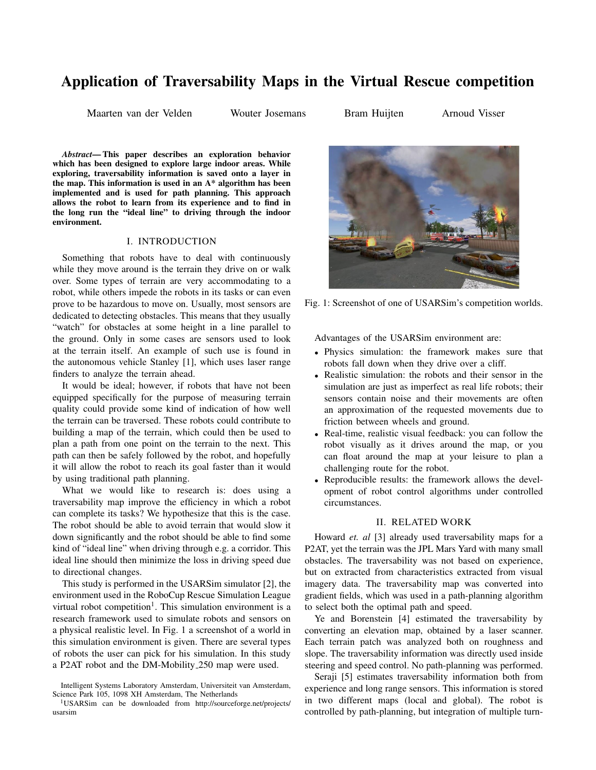# Application of Traversability Maps in the Virtual Rescue competition

Maarten van der Velden Wouter Josemans Bram Huijten Arnoud Visser

***Abstract*— This paper describes an exploration behavior which has been designed to explore large indoor areas. While exploring, traversability information is saved onto a layer in the map. This information is used in an A\* algorithm has been implemented and is used for path planning. This approach allows the robot to learn from its experience and to find in the long run the "ideal line" to driving through the indoor environment.**

## I. INTRODUCTION

Something that robots have to deal with continuously while they move around is the terrain they drive on or walk over. Some types of terrain are very accommodating to a robot, while others impede the robots in its tasks or can even prove to be hazardous to move on. Usually, most sensors are dedicated to detecting obstacles. This means that they usually "watch" for obstacles at some height in a line parallel to the ground. Only in some cases are sensors used to look at the terrain itself. An example of such use is found in the autonomous vehicle Stanley [1], which uses laser range finders to analyze the terrain ahead.

It would be ideal; however, if robots that have not been equipped specifically for the purpose of measuring terrain quality could provide some kind of indication of how well the terrain can be traversed. These robots could contribute to building a map of the terrain, which could then be used to plan a path from one point on the terrain to the next. This path can then be safely followed by the robot, and hopefully it will allow the robot to reach its goal faster than it would by using traditional path planning.

What we would like to research is: does using a traversability map improve the efficiency in which a robot can complete its tasks? We hypothesize that this is the case. The robot should be able to avoid terrain that would slow it down significantly and the robot should be able to find some kind of "ideal line" when driving through e.g. a corridor. This ideal line should then minimize the loss in driving speed due to directional changes.

This study is performed in the USARSim simulator [2], the environment used in the RoboCup Rescue Simulation League virtual robot competition[1]. This simulation environment is a research framework used to simulate robots and sensors on a physical realistic level. In Fig. 1 a screenshot of a world in this simulation environment is given. There are several types of robots the user can pick for his simulation. In this study a P2AT robot and the DM-Mobility_250 map were used.

Intelligent Systems Laboratory Amsterdam, Universiteit van Amsterdam, Science Park 105, 1098 XH Amsterdam, The Netherlands

[1]USARSim can be downloaded from http://sourceforge.net/projects/usarsim

Fig. 1: Screenshot of one of USARSim's competition worlds.

Advantages of the USARSim environment are:

- Physics simulation: the framework makes sure that robots fall down when they drive over a cliff.
- Realistic simulation: the robots and their sensor in the simulation are just as imperfect as real life robots; their sensors contain noise and their movements are often an approximation of the requested movements due to friction between wheels and ground.
- Real-time, realistic visual feedback: you can follow the robot visually as it drives around the map, or you can float around the map at your leisure to plan a challenging route for the robot.
- Reproducible results: the framework allows the development of robot control algorithms under controlled circumstances.

## II. RELATED WORK

Howard *et. al* [3] already used traversability maps for a P2AT, yet the terrain was the JPL Mars Yard with many small obstacles. The traversability was not based on experience, but on extracted from characteristics extracted from visual imagery data. The traversability map was converted into gradient fields, which was used in a path-planning algorithm to select both the optimal path and speed.

Ye and Borenstein [4] estimated the traversability by converting an elevation map, obtained by a laser scanner. Each terrain patch was analyzed both on roughness and slope. The traversability information was directly used inside steering and speed control. No path-planning was performed.

Seraji [5] estimates traversability information both from experience and long range sensors. This information is stored in two different maps (local and global). The robot is controlled by path-planning, but integration of multiple turn-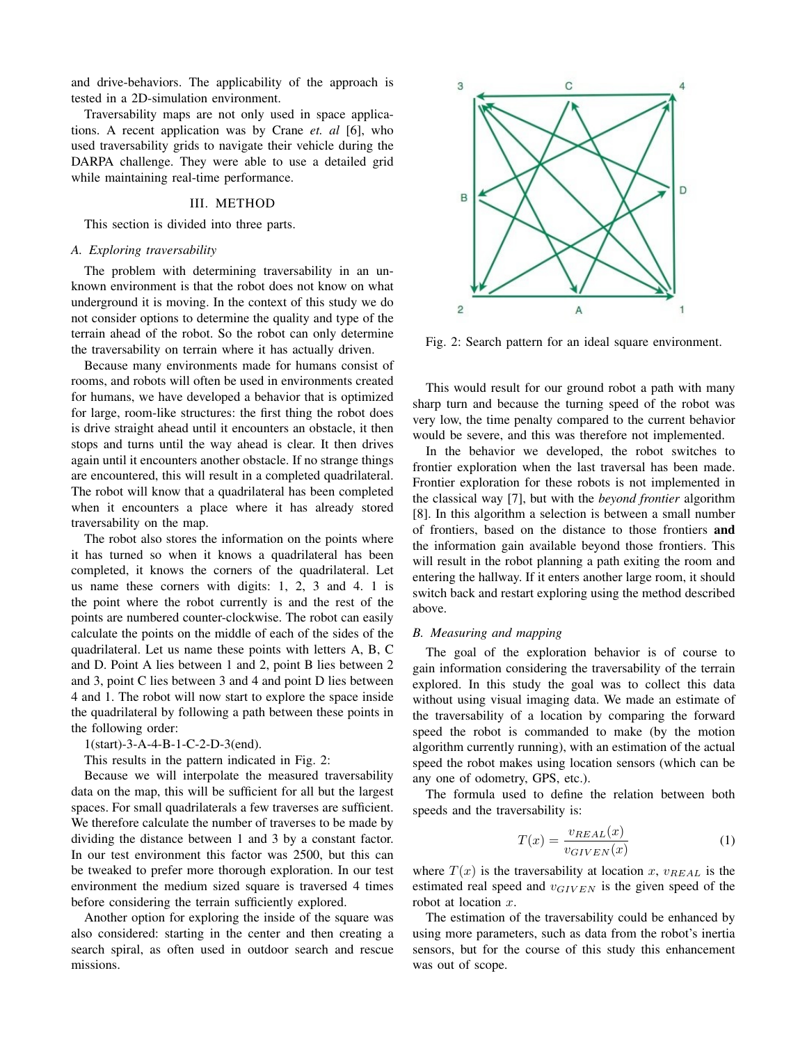and drive-behaviors. The applicability of the approach is tested in a 2D-simulation environment.

Traversability maps are not only used in space applications. A recent application was by Crane *et. al* [6], who used traversability grids to navigate their vehicle during the DARPA challenge. They were able to use a detailed grid while maintaining real-time performance.

## III. METHOD

This section is divided into three parts.

### A. Exploring traversability

The problem with determining traversability in an unknown environment is that the robot does not know on what underground it is moving. In the context of this study we do not consider options to determine the quality and type of the terrain ahead of the robot. So the robot can only determine the traversability on terrain where it has actually driven.

Because many environments made for humans consist of rooms, and robots will often be used in environments created for humans, we have developed a behavior that is optimized for large, room-like structures: the first thing the robot does is drive straight ahead until it encounters an obstacle, it then stops and turns until the way ahead is clear. It then drives again until it encounters another obstacle. If no strange things are encountered, this will result in a completed quadrilateral. The robot will know that a quadrilateral has been completed when it encounters a place where it has already stored traversability on the map.

The robot also stores the information on the points where it has turned so when it knows a quadrilateral has been completed, it knows the corners of the quadrilateral. Let us name these corners with digits: 1, 2, 3 and 4. 1 is the point where the robot currently is and the rest of the points are numbered counter-clockwise. The robot can easily calculate the points on the middle of each of the sides of the quadrilateral. Let us name these points with letters A, B, C and D. Point A lies between 1 and 2, point B lies between 2 and 3, point C lies between 3 and 4 and point D lies between 4 and 1. The robot will now start to explore the space inside the quadrilateral by following a path between these points in the following order:

1(start)-3-A-4-B-1-C-2-D-3(end).

This results in the pattern indicated in Fig. 2:

Fig. 2: Search pattern for an ideal square environment.

Because we will interpolate the measured traversability data on the map, this will be sufficient for all but the largest spaces. For small quadrilaterals a few traverses are sufficient. We therefore calculate the number of traverses to be made by dividing the distance between 1 and 3 by a constant factor. In our test environment this factor was 2500, but this can be tweaked to prefer more thorough exploration. In our test environment the medium sized square is traversed 4 times before considering the terrain sufficiently explored.

Another option for exploring the inside of the square was also considered: starting in the center and then creating a search spiral, as often used in outdoor search and rescue missions.

This would result for our ground robot a path with many sharp turn and because the turning speed of the robot was very low, the time penalty compared to the current behavior would be severe, and this was therefore not implemented.

In the behavior we developed, the robot switches to frontier exploration when the last traversal has been made. Frontier exploration for these robots is not implemented in the classical way [7], but with the *beyond frontier* algorithm [8]. In this algorithm a selection is between a small number of frontiers, based on the distance to those frontiers **and** the information gain available beyond those frontiers. This will result in the robot planning a path exiting the room and entering the hallway. If it enters another large room, it should switch back and restart exploring using the method described above.

### B. Measuring and mapping

The goal of the exploration behavior is of course to gain information considering the traversability of the terrain explored. In this study the goal was to collect this data without using visual imaging data. We made an estimate of the traversability of a location by comparing the forward speed the robot is commanded to make (by the motion algorithm currently running), with an estimation of the actual speed the robot makes using location sensors (which can be any one of odometry, GPS, etc.).

The formula used to define the relation between both speeds and the traversability is:

$$T(x) = \frac{v_{REAL}(x)}{v_{GIVEN}(x)} \tag{1}$$

where $T(x)$ is the traversability at location $x$, $v_{REAL}$ is the estimated real speed and $v_{GIVEN}$ is the given speed of the robot at location $x$.

The estimation of the traversability could be enhanced by using more parameters, such as data from the robot's inertia sensors, but for the course of this study this enhancement was out of scope.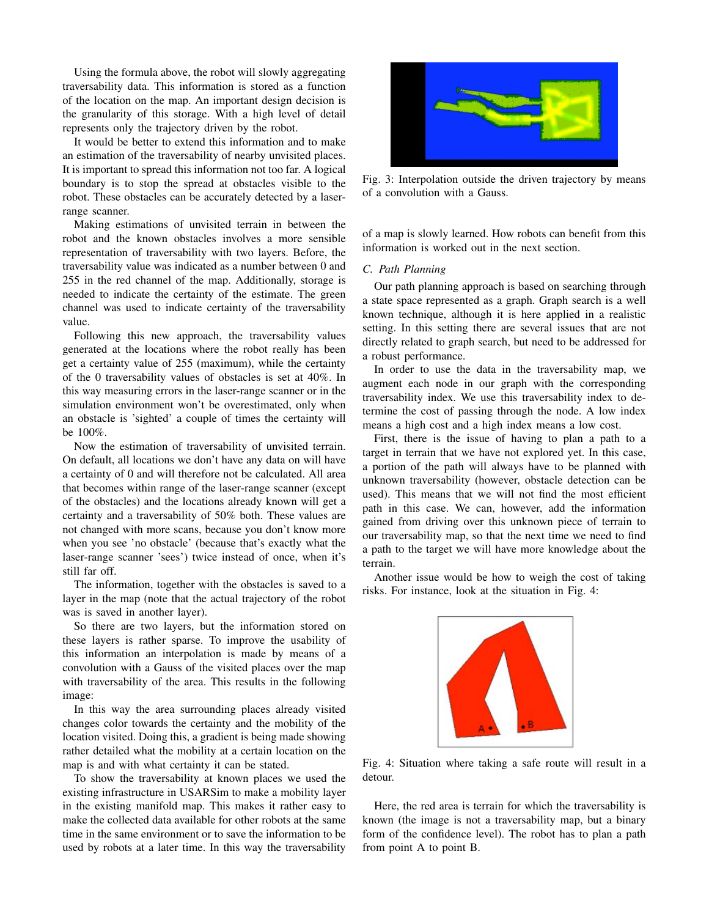Using the formula above, the robot will slowly aggregating traversability data. This information is stored as a function of the location on the map. An important design decision is the granularity of this storage. With a high level of detail represents only the trajectory driven by the robot.

It would be better to extend this information and to make an estimation of the traversability of nearby unvisited places. It is important to spread this information not too far. A logical boundary is to stop the spread at obstacles visible to the robot. These obstacles can be accurately detected by a laser-range scanner.

Making estimations of unvisited terrain in between the robot and the known obstacles involves a more sensible representation of traversability with two layers. Before, the traversability value was indicated as a number between 0 and 255 in the red channel of the map. Additionally, storage is needed to indicate the certainty of the estimate. The green channel was used to indicate certainty of the traversability value.

Following this new approach, the traversability values generated at the locations where the robot really has been get a certainty value of 255 (maximum), while the certainty of the 0 traversability values of obstacles is set at 40%. In this way measuring errors in the laser-range scanner or in the simulation environment won't be overestimated, only when an obstacle is 'sighted' a couple of times the certainty will be 100%.

Now the estimation of traversability of unvisited terrain. On default, all locations we don't have any data on will have a certainty of 0 and will therefore not be calculated. All area that becomes within range of the laser-range scanner (except of the obstacles) and the locations already known will get a certainty and a traversability of 50% both. These values are not changed with more scans, because you don't know more when you see 'no obstacle' (because that's exactly what the laser-range scanner 'sees') twice instead of once, when it's still far off.

The information, together with the obstacles is saved to a layer in the map (note that the actual trajectory of the robot was is saved in another layer).

So there are two layers, but the information stored on these layers is rather sparse. To improve the usability of this information an interpolation is made by means of a convolution with a Gauss of the visited places over the map with traversability of the area. This results in the following image:

In this way the area surrounding places already visited changes color towards the certainty and the mobility of the location visited. Doing this, a gradient is being made showing rather detailed what the mobility at a certain location on the map is and with what certainty it can be stated.

To show the traversability at known places we used the existing infrastructure in USARSim to make a mobility layer in the existing manifold map. This makes it rather easy to make the collected data available for other robots at the same time in the same environment or to save the information to be used by robots at a later time. In this way the traversability of a map is slowly learned. How robots can benefit from this information is worked out in the next section.

Fig. 3: Interpolation outside the driven trajectory by means of a convolution with a Gauss.

### C. Path Planning

Our path planning approach is based on searching through a state space represented as a graph. Graph search is a well known technique, although it is here applied in a realistic setting. In this setting there are several issues that are not directly related to graph search, but need to be addressed for a robust performance.

In order to use the data in the traversability map, we augment each node in our graph with the corresponding traversability index. We use this traversability index to determine the cost of passing through the node. A low index means a high cost and a high index means a low cost.

First, there is the issue of having to plan a path to a target in terrain that we have not explored yet. In this case, a portion of the path will always have to be planned with unknown traversability (however, obstacle detection can be used). This means that we will not find the most efficient path in this case. We can, however, add the information gained from driving over this unknown piece of terrain to our traversability map, so that the next time we need to find a path to the target we will have more knowledge about the terrain.

Another issue would be how to weigh the cost of taking risks. For instance, look at the situation in Fig. 4:

Fig. 4: Situation where taking a safe route will result in a detour.

Here, the red area is terrain for which the traversability is known (the image is not a traversability map, but a binary form of the confidence level). The robot has to plan a path from point A to point B.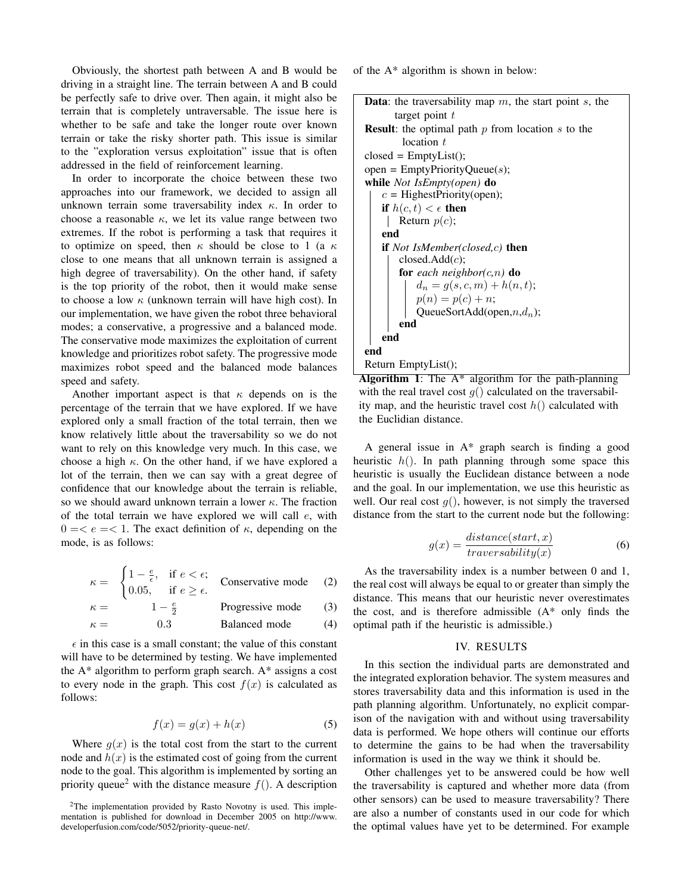Obviously, the shortest path between A and B would be driving in a straight line. The terrain between A and B could be perfectly safe to drive over. Then again, it might also be terrain that is completely untraversable. The issue here is whether to be safe and take the longer route over known terrain or take the risky shorter path. This issue is similar to the "exploration versus exploitation" issue that is often addressed in the field of reinforcement learning.

In order to incorporate the choice between these two approaches into our framework, we decided to assign all unknown terrain some traversability index $\kappa$. In order to choose a reasonable $\kappa$, we let its value range between two extremes. If the robot is performing a task that requires it to optimize on speed, then $\kappa$ should be close to 1 (a $\kappa$ close to one means that all unknown terrain is assigned a high degree of traversability). On the other hand, if safety is the top priority of the robot, then it would make sense to choose a low $\kappa$ (unknown terrain will have high cost). In our implementation, we have given the robot three behavioral modes; a conservative, a progressive and a balanced mode. The conservative mode maximizes the exploitation of current knowledge and prioritizes robot safety. The progressive mode maximizes robot speed and the balanced mode balances speed and safety.

Another important aspect is that $\kappa$ depends on is the percentage of the terrain that we have explored. If we have explored only a small fraction of the total terrain, then we know relatively little about the traversability so we do not want to rely on this knowledge very much. In this case, we choose a high $\kappa$. On the other hand, if we have explored a lot of the terrain, then we can say with a great degree of confidence that our knowledge about the terrain is reliable, so we should award unknown terrain a lower $\kappa$. The fraction of the total terrain we have explored we will call $e$, with $0 =< e =< 1$. The exact definition of $\kappa$, depending on the mode, is as follows:

$$\kappa = \begin{cases} 1 - \frac{e}{\epsilon}, & \text{if } e < \epsilon; \\ 0.05, & \text{if } e \geq \epsilon. \end{cases} \quad \text{Conservative mode} \tag{2}$$

$$\kappa = 1 - \frac{e}{2} \quad \text{Progressive mode} \tag{3}$$

$$\kappa = 0.3 \quad \text{Balanced mode} \tag{4}$$

$\epsilon$ in this case is a small constant; the value of this constant will have to be determined by testing. We have implemented the A* algorithm to perform graph search. A* assigns a cost to every node in the graph. This cost $f(x)$ is calculated as follows:

$$f(x) = g(x) + h(x) \tag{5}$$

Where $g(x)$ is the total cost from the start to the current node and $h(x)$ is the estimated cost of going from the current node to the goal. This algorithm is implemented by sorting an priority queue[2] with the distance measure $f()$. A description of the A* algorithm is shown in below:

```
Data: the traversability map m, the start point s, the
      target point t
Result: the optimal path p from location s to the
        location t
closed = EmptyList();
open = EmptyPriorityQueue(s);
while Not IsEmpty(open) do
    c = HighestPriority(open);
    if h(c,t) < ϵ then
        Return p(c);
    end
    if Not IsMember(closed,c) then
        closed.Add(c);
        for each neighbor(c,n) do
            d_n = g(s,c,m) + h(n,t);
            p(n) = p(c) + n;
            QueueSortAdd(open,n,d_n);
        end
    end
end
Return EmptyList();
```

**Algorithm 1**: The A* algorithm for the path-planning with the real travel cost $g()$ calculated on the traversability map, and the heuristic travel cost $h()$ calculated with the Euclidian distance.

A general issue in A* graph search is finding a good heuristic $h()$. In path planning through some space this heuristic is usually the Euclidean distance between a node and the goal. In our implementation, we use this heuristic as well. Our real cost $g()$, however, is not simply the traversed distance from the start to the current node but the following:

$$g(x) = \frac{distance(start, x)}{traversability(x)} \tag{6}$$

As the traversability index is a number between 0 and 1, the real cost will always be equal to or greater than simply the distance. This means that our heuristic never overestimates the cost, and is therefore admissible (A* only finds the optimal path if the heuristic is admissible.)

## IV. RESULTS

In this section the individual parts are demonstrated and the integrated exploration behavior. The system measures and stores traversability data and this information is used in the path planning algorithm. Unfortunately, no explicit comparison of the navigation with and without using traversability data is performed. We hope others will continue our efforts to determine the gains to be had when the traversability information is used in the way we think it should be.

Other challenges yet to be answered could be how well the traversability is captured and whether more data (from other sensors) can be used to measure traversability? There are also a number of constants used in our code for which the optimal values have yet to be determined. For example

[2] The implementation provided by Rasto Novotny is used. This implementation is published for download in December 2005 on http://www.developerfusion.com/code/5052/priority-queue-net/.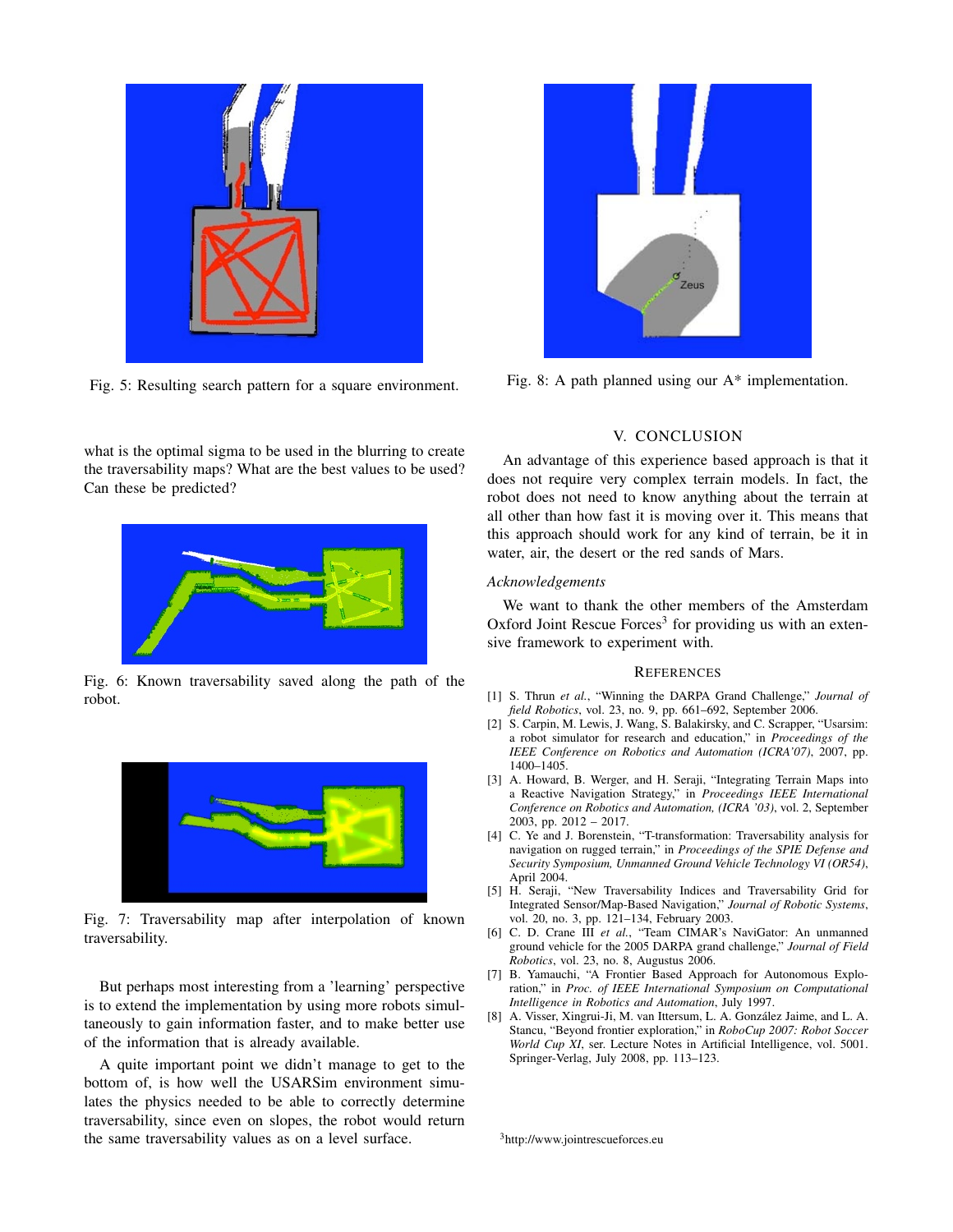Fig. 5: Resulting search pattern for a square environment.

Fig. 8: A path planned using our A* implementation.

what is the optimal sigma to be used in the blurring to create the traversability maps? What are the best values to be used? Can these be predicted?

Fig. 6: Known traversability saved along the path of the robot.

Fig. 7: Traversability map after interpolation of known traversability.

But perhaps most interesting from a 'learning' perspective is to extend the implementation by using more robots simultaneously to gain information faster, and to make better use of the information that is already available.

A quite important point we didn't manage to get to the bottom of, is how well the USARSim environment simulates the physics needed to be able to correctly determine traversability, since even on slopes, the robot would return the same traversability values as on a level surface.

## V. CONCLUSION

An advantage of this experience based approach is that it does not require very complex terrain models. In fact, the robot does not need to know anything about the terrain at all other than how fast it is moving over it. This means that this approach should work for any kind of terrain, be it in water, air, the desert or the red sands of Mars.

### *Acknowledgements*

We want to thank the other members of the Amsterdam Oxford Joint Rescue Forces[3] for providing us with an extensive framework to experiment with.

## REFERENCES

[1] S. Thrun *et al.*, "Winning the DARPA Grand Challenge," *Journal of field Robotics*, vol. 23, no. 9, pp. 661–692, September 2006.

[2] S. Carpin, M. Lewis, J. Wang, S. Balakirsky, and C. Scrapper, "Usarsim: a robot simulator for research and education," in *Proceedings of the IEEE Conference on Robotics and Automation (ICRA'07)*, 2007, pp. 1400–1405.

[3] A. Howard, B. Werger, and H. Seraji, "Integrating Terrain Maps into a Reactive Navigation Strategy," in *Proceedings IEEE International Conference on Robotics and Automation, (ICRA '03)*, vol. 2, September 2003, pp. 2012 – 2017.

[4] C. Ye and J. Borenstein, "T-transformation: Traversability analysis for navigation on rugged terrain," in *Proceedings of the SPIE Defense and Security Symposium, Unmanned Ground Vehicle Technology VI (OR54)*, April 2004.

[5] H. Seraji, "New Traversability Indices and Traversability Grid for Integrated Sensor/Map-Based Navigation," *Journal of Robotic Systems*, vol. 20, no. 3, pp. 121–134, February 2003.

[6] C. D. Crane III *et al.*, "Team CIMAR's NaviGator: An unmanned ground vehicle for the 2005 DARPA grand challenge," *Journal of Field Robotics*, vol. 23, no. 8, Augustus 2006.

[7] B. Yamauchi, "A Frontier Based Approach for Autonomous Exploration," in *Proc. of IEEE International Symposium on Computational Intelligence in Robotics and Automation*, July 1997.

[8] A. Visser, Xingrui-Ji, M. van Ittersum, L. A. González Jaime, and L. A. Stancu, "Beyond frontier exploration," in *RoboCup 2007: Robot Soccer World Cup XI*, ser. Lecture Notes in Artificial Intelligence, vol. 5001. Springer-Verlag, July 2008, pp. 113–123.

[3] http://www.jointrescueforces.eu